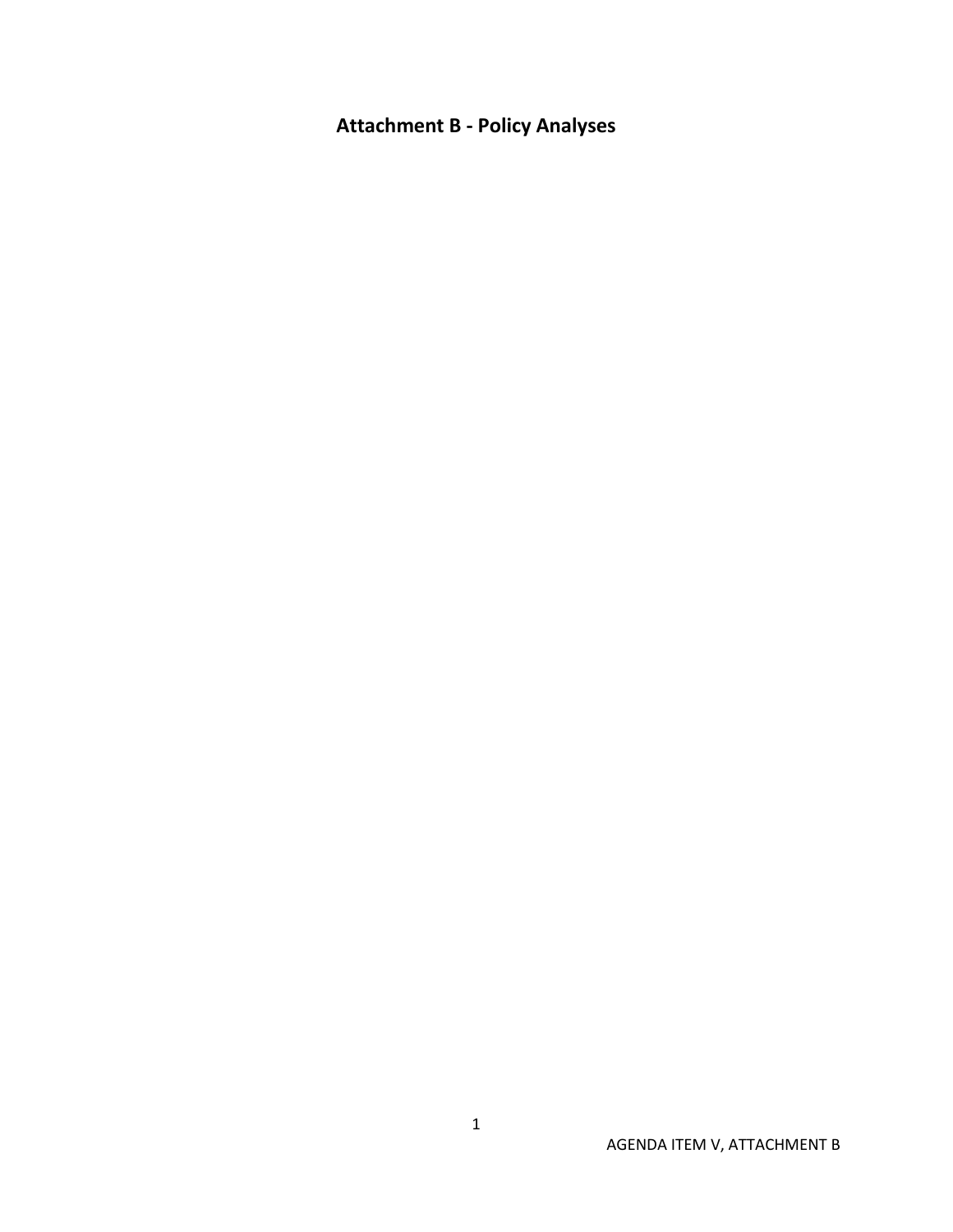# Attachment B - Policy Analyses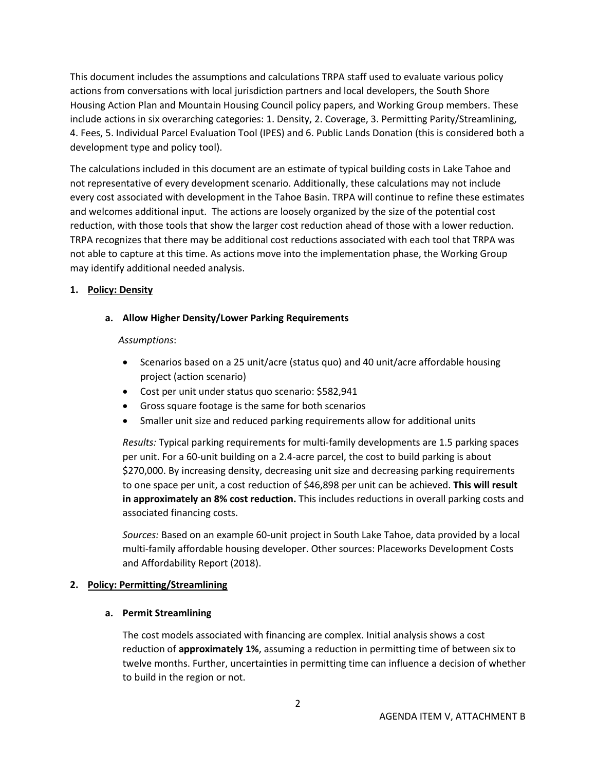This document includes the assumptions and calculations TRPA staff used to evaluate various policy actions from conversations with local jurisdiction partners and local developers, the South Shore Housing Action Plan and Mountain Housing Council policy papers, and Working Group members. These include actions in six overarching categories: 1. Density, 2. Coverage, 3. Permitting Parity/Streamlining, 4. Fees, 5. Individual Parcel Evaluation Tool (IPES) and 6. Public Lands Donation (this is considered both a development type and policy tool).

The calculations included in this document are an estimate of typical building costs in Lake Tahoe and not representative of every development scenario. Additionally, these calculations may not include every cost associated with development in the Tahoe Basin. TRPA will continue to refine these estimates and welcomes additional input. The actions are loosely organized by the size of the potential cost reduction, with those tools that show the larger cost reduction ahead of those with a lower reduction. TRPA recognizes that there may be additional cost reductions associated with each tool that TRPA was not able to capture at this time. As actions move into the implementation phase, the Working Group may identify additional needed analysis.

## 1. Policy: Density

### a. Allow Higher Density/Lower Parking Requirements

*Assumptions*:

- Scenarios based on a 25 unit/acre (status quo) and 40 unit/acre affordable housing project (action scenario)
- Cost per unit under status quo scenario: $582,941
- Gross square footage is the same for both scenarios
- Smaller unit size and reduced parking requirements allow for additional units

*Results:* Typical parking requirements for multi-family developments are 1.5 parking spaces per unit. For a 60-unit building on a 2.4-acre parcel, the cost to build parking is about $270,000. By increasing density, decreasing unit size and decreasing parking requirements to one space per unit, a cost reduction of $46,898 per unit can be achieved. **This will result in approximately an 8% cost reduction.** This includes reductions in overall parking costs and associated financing costs.

*Sources:* Based on an example 60-unit project in South Lake Tahoe, data provided by a local multi-family affordable housing developer. Other sources: Placeworks Development Costs and Affordability Report (2018).

## 2. Policy: Permitting/Streamlining

### a. Permit Streamlining

The cost models associated with financing are complex. Initial analysis shows a cost reduction of **approximately 1%**, assuming a reduction in permitting time of between six to twelve months. Further, uncertainties in permitting time can influence a decision of whether to build in the region or not.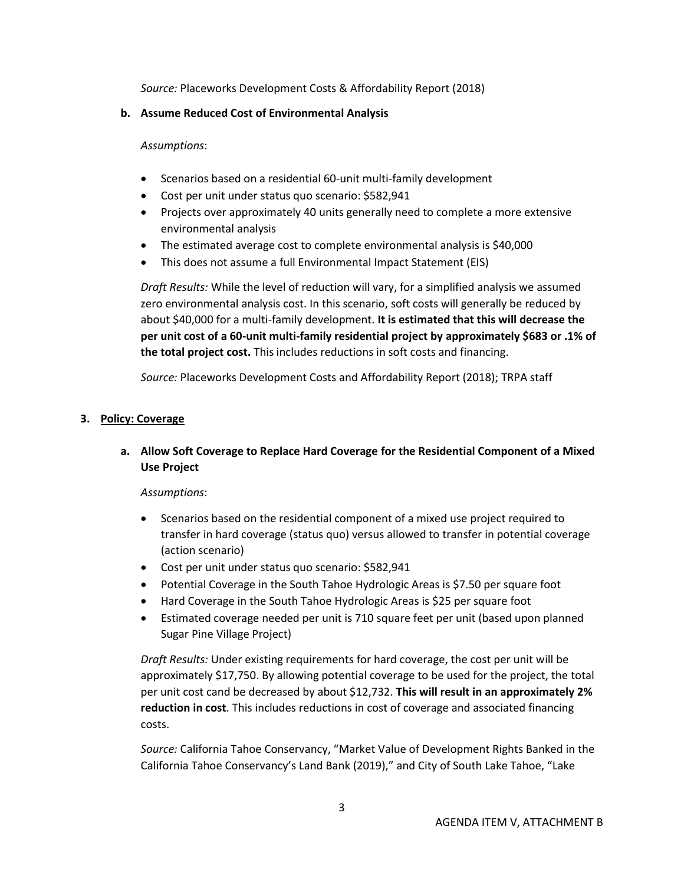*Source:* Placeworks Development Costs & Affordability Report (2018)

**b. Assume Reduced Cost of Environmental Analysis**

*Assumptions*:

- Scenarios based on a residential 60-unit multi-family development
- Cost per unit under status quo scenario: $582,941
- Projects over approximately 40 units generally need to complete a more extensive environmental analysis
- The estimated average cost to complete environmental analysis is $40,000
- This does not assume a full Environmental Impact Statement (EIS)

*Draft Results:* While the level of reduction will vary, for a simplified analysis we assumed zero environmental analysis cost. In this scenario, soft costs will generally be reduced by about $40,000 for a multi-family development. **It is estimated that this will decrease the per unit cost of a 60-unit multi-family residential project by approximately $683 or .1% of the total project cost.** This includes reductions in soft costs and financing.

*Source:* Placeworks Development Costs and Affordability Report (2018); TRPA staff

**3. <u>Policy: Coverage</u>**

**a. Allow Soft Coverage to Replace Hard Coverage for the Residential Component of a Mixed Use Project**

*Assumptions*:

- Scenarios based on the residential component of a mixed use project required to transfer in hard coverage (status quo) versus allowed to transfer in potential coverage (action scenario)
- Cost per unit under status quo scenario: $582,941
- Potential Coverage in the South Tahoe Hydrologic Areas is $7.50 per square foot
- Hard Coverage in the South Tahoe Hydrologic Areas is $25 per square foot
- Estimated coverage needed per unit is 710 square feet per unit (based upon planned Sugar Pine Village Project)

*Draft Results:* Under existing requirements for hard coverage, the cost per unit will be approximately $17,750. By allowing potential coverage to be used for the project, the total per unit cost cand be decreased by about $12,732. **This will result in an approximately 2% reduction in cost**. This includes reductions in cost of coverage and associated financing costs.

*Source:* California Tahoe Conservancy, "Market Value of Development Rights Banked in the California Tahoe Conservancy's Land Bank (2019)," and City of South Lake Tahoe, "Lake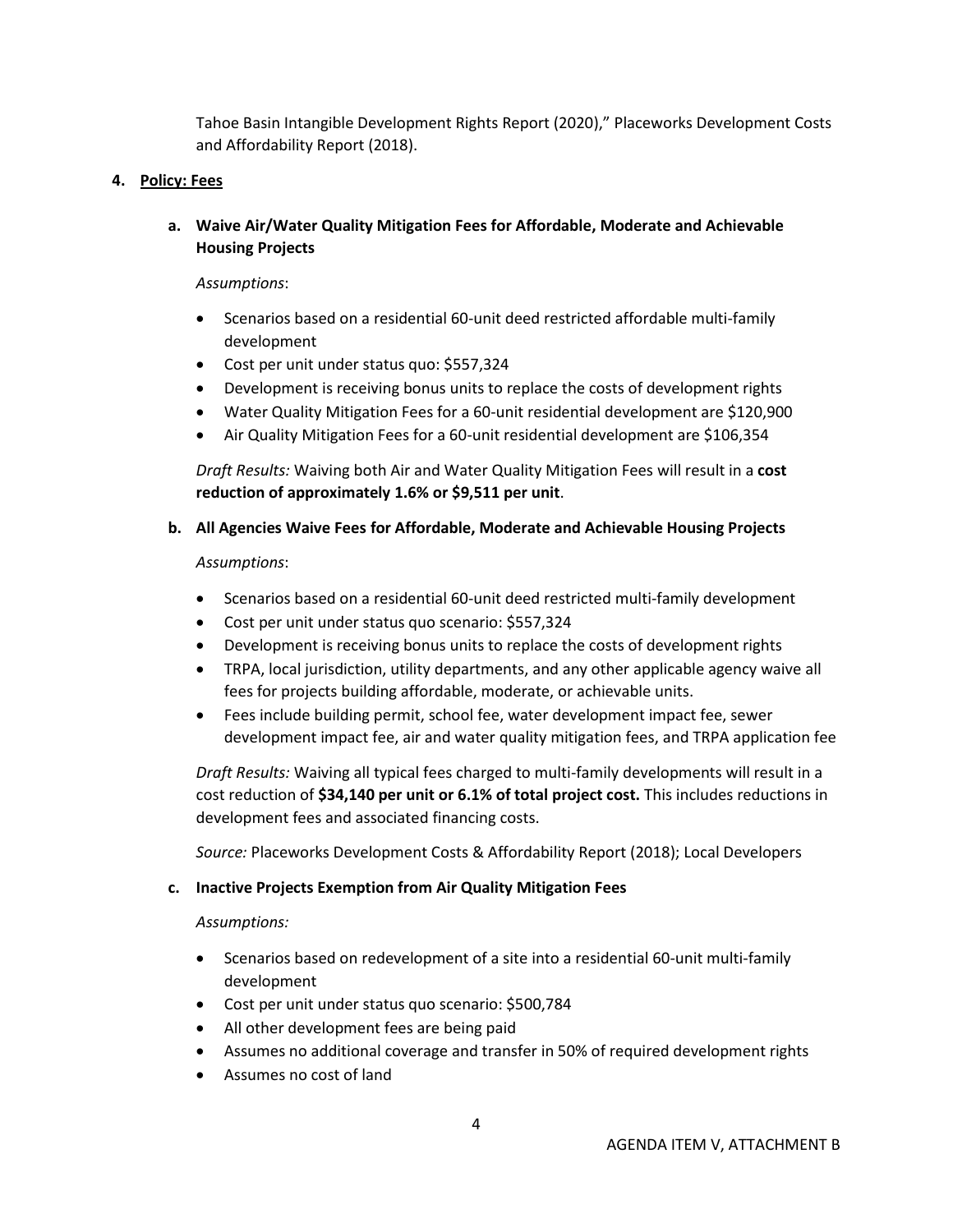Tahoe Basin Intangible Development Rights Report (2020)," Placeworks Development Costs and Affordability Report (2018).

4. **Policy: Fees**

   a. **Waive Air/Water Quality Mitigation Fees for Affordable, Moderate and Achievable Housing Projects**

   *Assumptions*:

   - Scenarios based on a residential 60-unit deed restricted affordable multi-family development
   - Cost per unit under status quo: $557,324
   - Development is receiving bonus units to replace the costs of development rights
   - Water Quality Mitigation Fees for a 60-unit residential development are $120,900
   - Air Quality Mitigation Fees for a 60-unit residential development are $106,354

   *Draft Results:* Waiving both Air and Water Quality Mitigation Fees will result in a **cost reduction of approximately 1.6% or $9,511 per unit**.

   b. **All Agencies Waive Fees for Affordable, Moderate and Achievable Housing Projects**

   *Assumptions*:

   - Scenarios based on a residential 60-unit deed restricted multi-family development
   - Cost per unit under status quo scenario: $557,324
   - Development is receiving bonus units to replace the costs of development rights
   - TRPA, local jurisdiction, utility departments, and any other applicable agency waive all fees for projects building affordable, moderate, or achievable units.
   - Fees include building permit, school fee, water development impact fee, sewer development impact fee, air and water quality mitigation fees, and TRPA application fee

   *Draft Results:* Waiving all typical fees charged to multi-family developments will result in a cost reduction of **$34,140 per unit or 6.1% of total project cost.** This includes reductions in development fees and associated financing costs.

   *Source:* Placeworks Development Costs & Affordability Report (2018); Local Developers

   c. **Inactive Projects Exemption from Air Quality Mitigation Fees**

   *Assumptions:*

   - Scenarios based on redevelopment of a site into a residential 60-unit multi-family development
   - Cost per unit under status quo scenario: $500,784
   - All other development fees are being paid
   - Assumes no additional coverage and transfer in 50% of required development rights
   - Assumes no cost of land

AGENDA ITEM V, ATTACHMENT B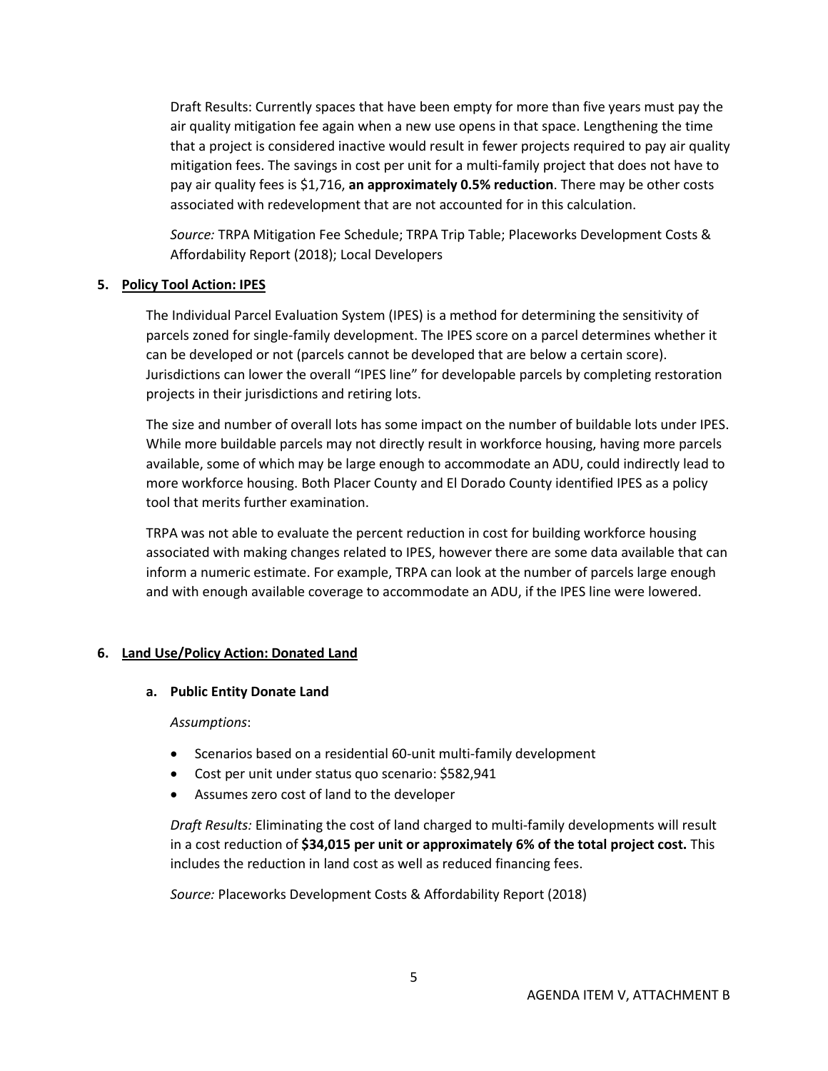Draft Results: Currently spaces that have been empty for more than five years must pay the air quality mitigation fee again when a new use opens in that space. Lengthening the time that a project is considered inactive would result in fewer projects required to pay air quality mitigation fees. The savings in cost per unit for a multi-family project that does not have to pay air quality fees is $1,716, **an approximately 0.5% reduction**. There may be other costs associated with redevelopment that are not accounted for in this calculation.

*Source:* TRPA Mitigation Fee Schedule; TRPA Trip Table; Placeworks Development Costs & Affordability Report (2018); Local Developers

**5. Policy Tool Action: IPES**

The Individual Parcel Evaluation System (IPES) is a method for determining the sensitivity of parcels zoned for single-family development. The IPES score on a parcel determines whether it can be developed or not (parcels cannot be developed that are below a certain score). Jurisdictions can lower the overall "IPES line" for developable parcels by completing restoration projects in their jurisdictions and retiring lots.

The size and number of overall lots has some impact on the number of buildable lots under IPES. While more buildable parcels may not directly result in workforce housing, having more parcels available, some of which may be large enough to accommodate an ADU, could indirectly lead to more workforce housing. Both Placer County and El Dorado County identified IPES as a policy tool that merits further examination.

TRPA was not able to evaluate the percent reduction in cost for building workforce housing associated with making changes related to IPES, however there are some data available that can inform a numeric estimate. For example, TRPA can look at the number of parcels large enough and with enough available coverage to accommodate an ADU, if the IPES line were lowered.

**6. Land Use/Policy Action: Donated Land**

**a. Public Entity Donate Land**

*Assumptions*:

- Scenarios based on a residential 60-unit multi-family development
- Cost per unit under status quo scenario: $582,941
- Assumes zero cost of land to the developer

*Draft Results:* Eliminating the cost of land charged to multi-family developments will result in a cost reduction of **$34,015 per unit or approximately 6% of the total project cost.** This includes the reduction in land cost as well as reduced financing fees.

*Source:* Placeworks Development Costs & Affordability Report (2018)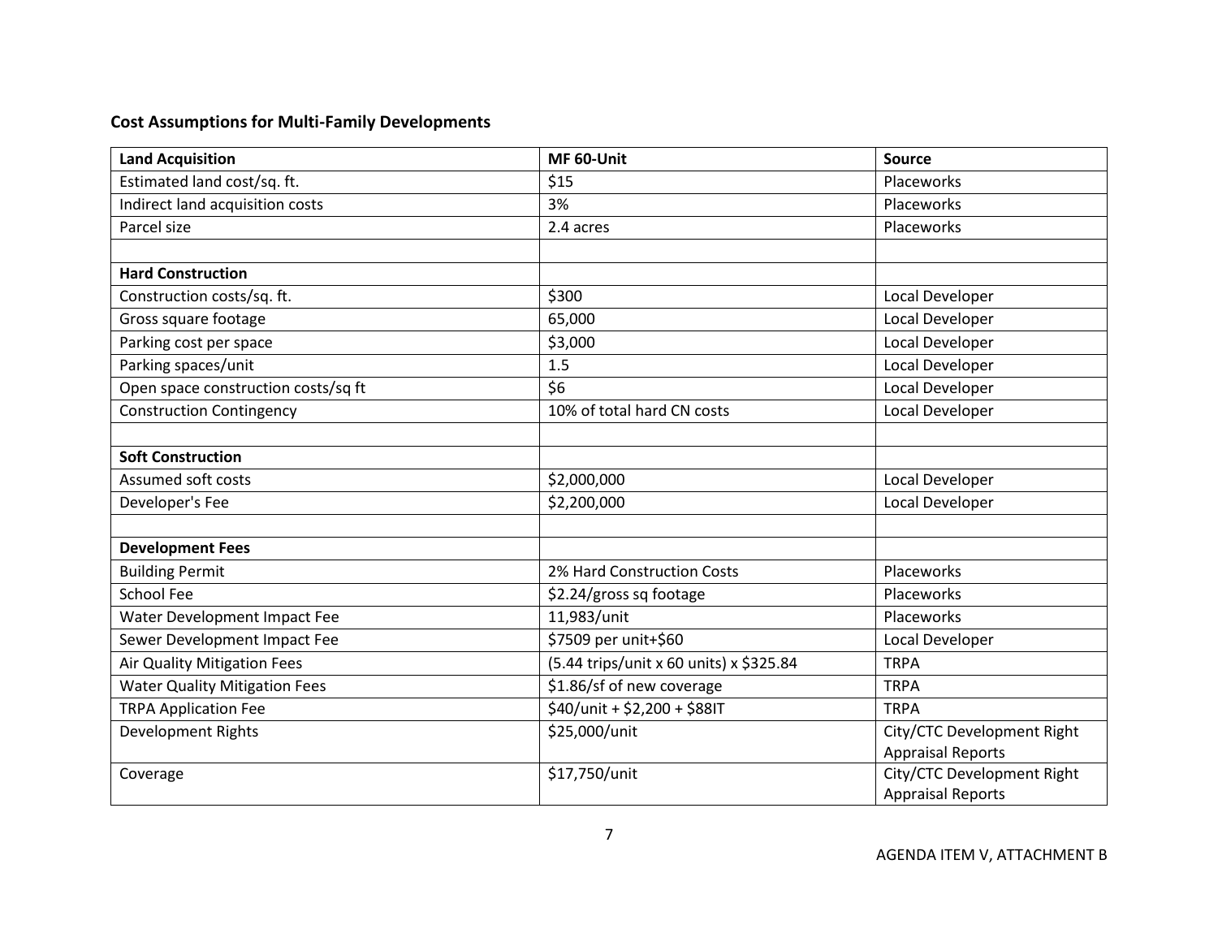**Cost Assumptions for Multi-Family Developments**

| **Land Acquisition** | **MF 60-Unit** | **Source** |
|---|---|---|
| Estimated land cost/sq. ft. | \$15 | Placeworks |
| Indirect land acquisition costs | 3% | Placeworks |
| Parcel size | 2.4 acres | Placeworks |
| | | |
| **Hard Construction** | | |
| Construction costs/sq. ft. | \$300 | Local Developer |
| Gross square footage | 65,000 | Local Developer |
| Parking cost per space | \$3,000 | Local Developer |
| Parking spaces/unit | 1.5 | Local Developer |
| Open space construction costs/sq ft | \$6 | Local Developer |
| Construction Contingency | 10% of total hard CN costs | Local Developer |
| | | |
| **Soft Construction** | | |
| Assumed soft costs | \$2,000,000 | Local Developer |
| Developer's Fee | \$2,200,000 | Local Developer |
| | | |
| **Development Fees** | | |
| Building Permit | 2% Hard Construction Costs | Placeworks |
| School Fee | \$2.24/gross sq footage | Placeworks |
| Water Development Impact Fee | 11,983/unit | Placeworks |
| Sewer Development Impact Fee | \$7509 per unit+\$60 | Local Developer |
| Air Quality Mitigation Fees | (5.44 trips/unit x 60 units) x \$325.84 | TRPA |
| Water Quality Mitigation Fees | \$1.86/sf of new coverage | TRPA |
| TRPA Application Fee | \$40/unit + \$2,200 + \$88IT | TRPA |
| Development Rights | \$25,000/unit | City/CTC Development Right Appraisal Reports |
| Coverage | \$17,750/unit | City/CTC Development Right Appraisal Reports |

AGENDA ITEM V, ATTACHMENT B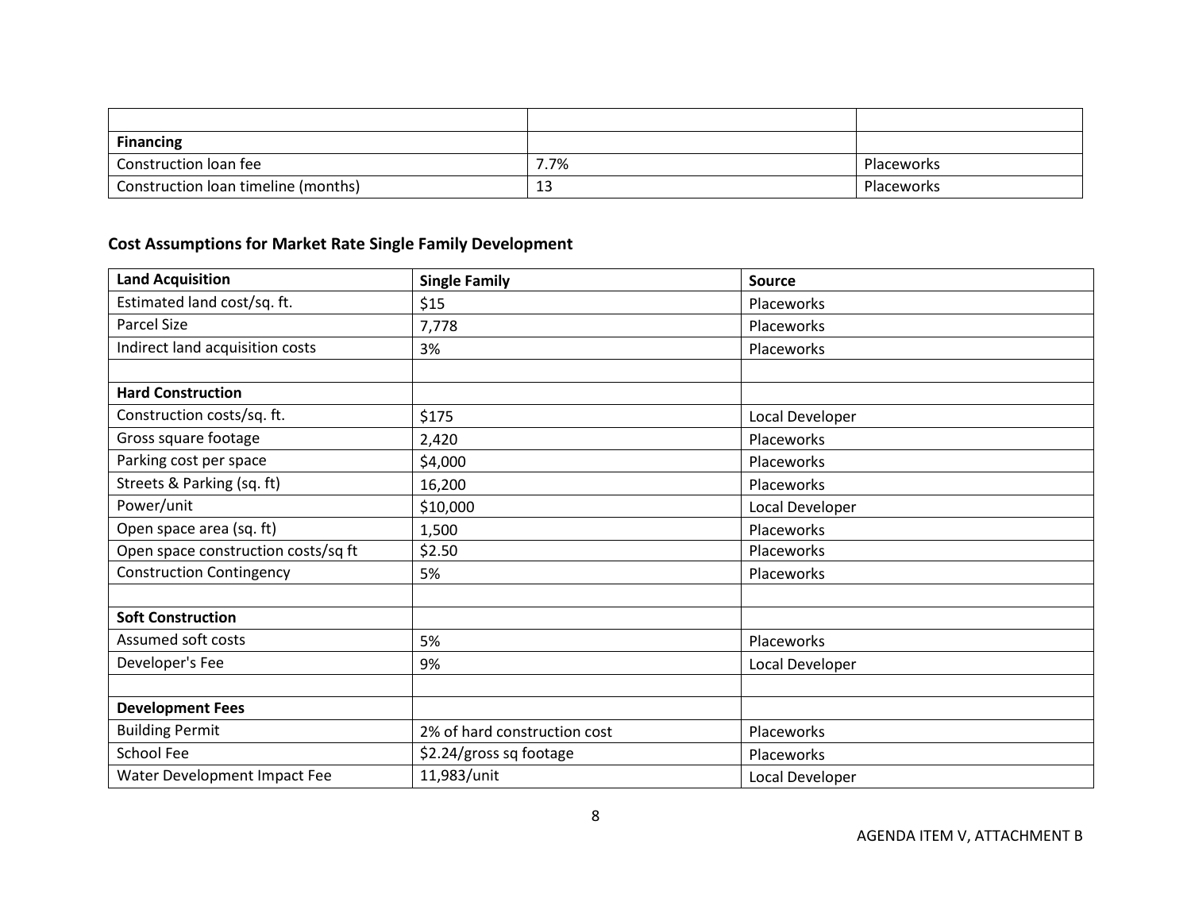| | | |
|---|---|---|
| **Financing** | | |
| Construction loan fee | 7.7% | Placeworks |
| Construction loan timeline (months) | 13 | Placeworks |

**Cost Assumptions for Market Rate Single Family Development**

| **Land Acquisition** | **Single Family** | **Source** |
|---|---|---|
| Estimated land cost/sq. ft. | $15 | Placeworks |
| Parcel Size | 7,778 | Placeworks |
| Indirect land acquisition costs | 3% | Placeworks |
| | | |
| **Hard Construction** | | |
| Construction costs/sq. ft. | $175 | Local Developer |
| Gross square footage | 2,420 | Placeworks |
| Parking cost per space | $4,000 | Placeworks |
| Streets & Parking (sq. ft) | 16,200 | Placeworks |
| Power/unit | $10,000 | Local Developer |
| Open space area (sq. ft) | 1,500 | Placeworks |
| Open space construction costs/sq ft | $2.50 | Placeworks |
| Construction Contingency | 5% | Placeworks |
| | | |
| **Soft Construction** | | |
| Assumed soft costs | 5% | Placeworks |
| Developer's Fee | 9% | Local Developer |
| | | |
| **Development Fees** | | |
| Building Permit | 2% of hard construction cost | Placeworks |
| School Fee | $2.24/gross sq footage | Placeworks |
| Water Development Impact Fee | 11,983/unit | Local Developer |

AGENDA ITEM V, ATTACHMENT B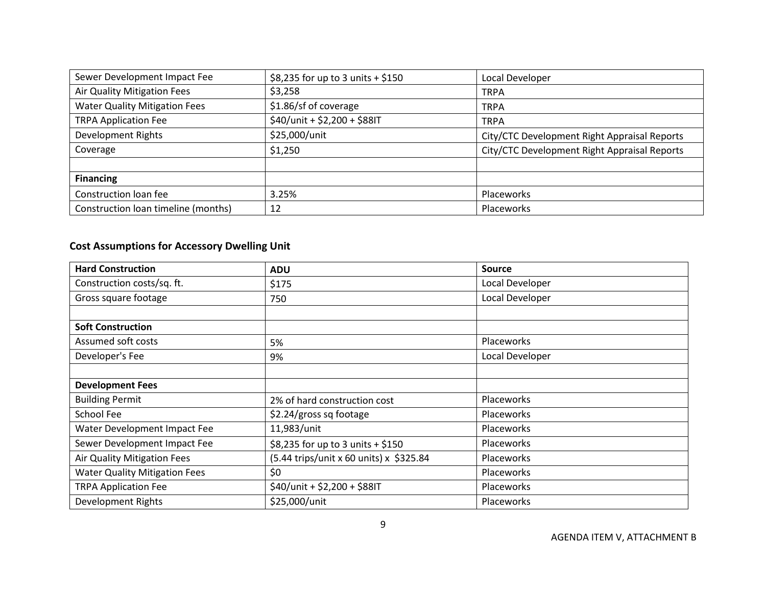| | | |
|---|---|---|
| Sewer Development Impact Fee | $8,235 for up to 3 units + $150 | Local Developer |
| Air Quality Mitigation Fees | $3,258 | TRPA |
| Water Quality Mitigation Fees | $1.86/sf of coverage | TRPA |
| TRPA Application Fee | $40/unit + $2,200 + $88IT | TRPA |
| Development Rights | $25,000/unit | City/CTC Development Right Appraisal Reports |
| Coverage | $1,250 | City/CTC Development Right Appraisal Reports |
| | | |
| **Financing** | | |
| Construction loan fee | 3.25% | Placeworks |
| Construction loan timeline (months) | 12 | Placeworks |

## Cost Assumptions for Accessory Dwelling Unit

| **Hard Construction** | **ADU** | **Source** |
|---|---|---|
| Construction costs/sq. ft. | $175 | Local Developer |
| Gross square footage | 750 | Local Developer |
| | | |
| **Soft Construction** | | |
| Assumed soft costs | 5% | Placeworks |
| Developer's Fee | 9% | Local Developer |
| | | |
| **Development Fees** | | |
| Building Permit | 2% of hard construction cost | Placeworks |
| School Fee | $2.24/gross sq footage | Placeworks |
| Water Development Impact Fee | 11,983/unit | Placeworks |
| Sewer Development Impact Fee | $8,235 for up to 3 units + $150 | Placeworks |
| Air Quality Mitigation Fees | (5.44 trips/unit x 60 units) x $325.84 | Placeworks |
| Water Quality Mitigation Fees | $0 | Placeworks |
| TRPA Application Fee | $40/unit + $2,200 + $88IT | Placeworks |
| Development Rights | $25,000/unit | Placeworks |

AGENDA ITEM V, ATTACHMENT B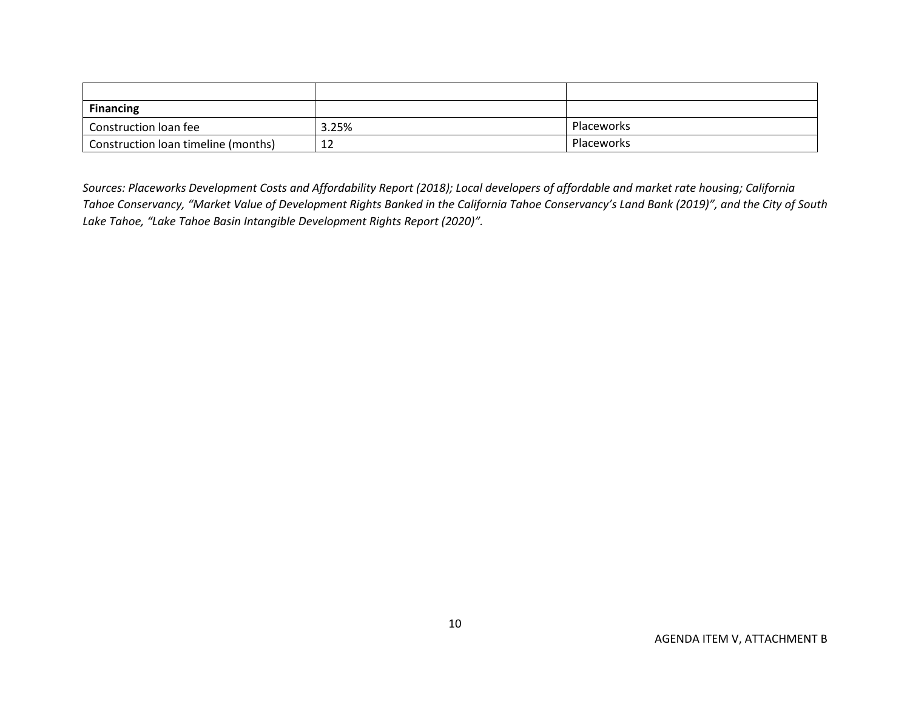| | | |
|---|---|---|
| | | |
| **Financing** | | |
| Construction loan fee | 3.25% | Placeworks |
| Construction loan timeline (months) | 12 | Placeworks |

*Sources: Placeworks Development Costs and Affordability Report (2018); Local developers of affordable and market rate housing; California Tahoe Conservancy, "Market Value of Development Rights Banked in the California Tahoe Conservancy's Land Bank (2019)", and the City of South Lake Tahoe, "Lake Tahoe Basin Intangible Development Rights Report (2020)".*

AGENDA ITEM V, ATTACHMENT B